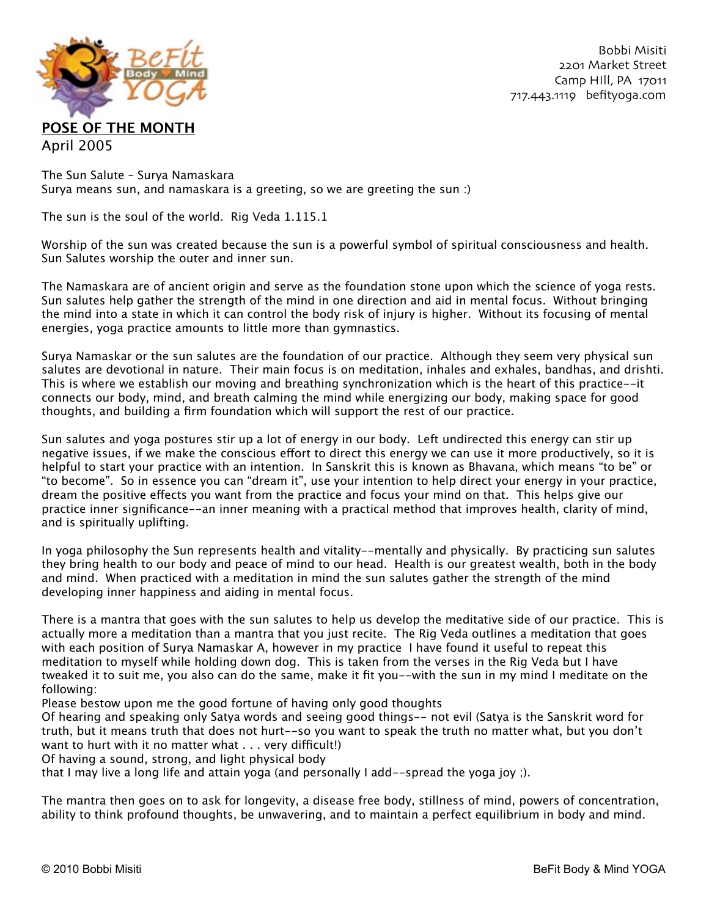Bobbi Misiti
2201 Market Street
Camp HIll, PA 17011
717.443.1119 befityoga.com

**POSE OF THE MONTH**
April 2005

The Sun Salute – Surya Namaskara
Surya means sun, and namaskara is a greeting, so we are greeting the sun :)

The sun is the soul of the world. Rig Veda 1.115.1

Worship of the sun was created because the sun is a powerful symbol of spiritual consciousness and health. Sun Salutes worship the outer and inner sun.

The Namaskara are of ancient origin and serve as the foundation stone upon which the science of yoga rests. Sun salutes help gather the strength of the mind in one direction and aid in mental focus. Without bringing the mind into a state in which it can control the body risk of injury is higher. Without its focusing of mental energies, yoga practice amounts to little more than gymnastics.

Surya Namaskar or the sun salutes are the foundation of our practice. Although they seem very physical sun salutes are devotional in nature. Their main focus is on meditation, inhales and exhales, bandhas, and drishti. This is where we establish our moving and breathing synchronization which is the heart of this practice--it connects our body, mind, and breath calming the mind while energizing our body, making space for good thoughts, and building a firm foundation which will support the rest of our practice.

Sun salutes and yoga postures stir up a lot of energy in our body. Left undirected this energy can stir up negative issues, if we make the conscious effort to direct this energy we can use it more productively, so it is helpful to start your practice with an intention. In Sanskrit this is known as Bhavana, which means "to be" or "to become". So in essence you can "dream it", use your intention to help direct your energy in your practice, dream the positive effects you want from the practice and focus your mind on that. This helps give our practice inner significance--an inner meaning with a practical method that improves health, clarity of mind, and is spiritually uplifting.

In yoga philosophy the Sun represents health and vitality--mentally and physically. By practicing sun salutes they bring health to our body and peace of mind to our head. Health is our greatest wealth, both in the body and mind. When practiced with a meditation in mind the sun salutes gather the strength of the mind developing inner happiness and aiding in mental focus.

There is a mantra that goes with the sun salutes to help us develop the meditative side of our practice. This is actually more a meditation than a mantra that you just recite. The Rig Veda outlines a meditation that goes with each position of Surya Namaskar A, however in my practice I have found it useful to repeat this meditation to myself while holding down dog. This is taken from the verses in the Rig Veda but I have tweaked it to suit me, you also can do the same, make it fit you--with the sun in my mind I meditate on the following:
Please bestow upon me the good fortune of having only good thoughts
Of hearing and speaking only Satya words and seeing good things-- not evil (Satya is the Sanskrit word for truth, but it means truth that does not hurt--so you want to speak the truth no matter what, but you don't want to hurt with it no matter what . . . very difficult!)
Of having a sound, strong, and light physical body
that I may live a long life and attain yoga (and personally I add--spread the yoga joy ;).

The mantra then goes on to ask for longevity, a disease free body, stillness of mind, powers of concentration, ability to think profound thoughts, be unwavering, and to maintain a perfect equilibrium in body and mind.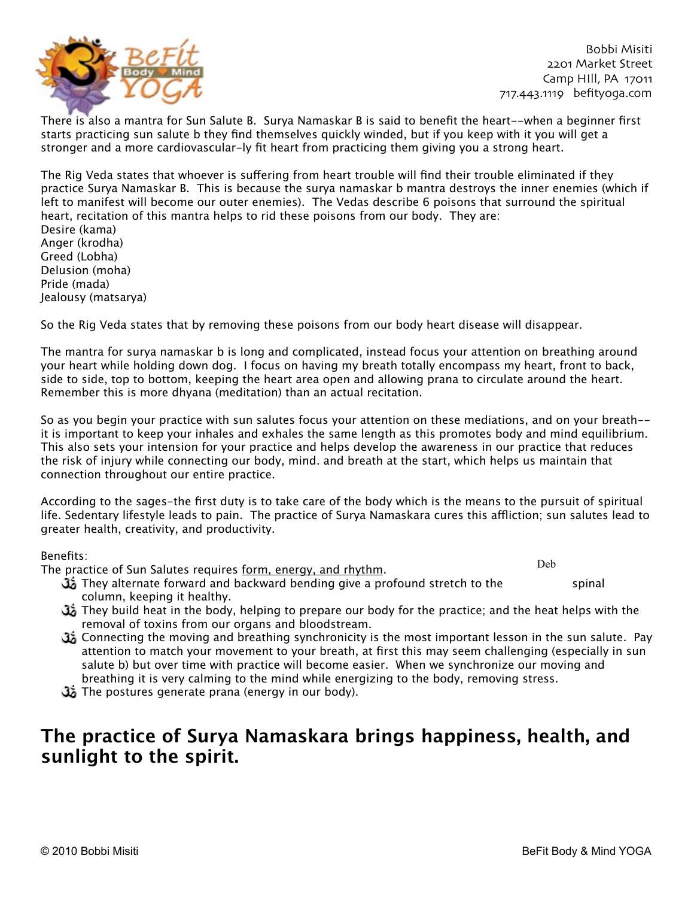There is also a mantra for Sun Salute B. Surya Namaskar B is said to benefit the heart--when a beginner first starts practicing sun salute b they find themselves quickly winded, but if you keep with it you will get a stronger and a more cardiovascular-ly fit heart from practicing them giving you a strong heart.

The Rig Veda states that whoever is suffering from heart trouble will find their trouble eliminated if they practice Surya Namaskar B. This is because the surya namaskar b mantra destroys the inner enemies (which if left to manifest will become our outer enemies). The Vedas describe 6 poisons that surround the spiritual heart, recitation of this mantra helps to rid these poisons from our body. They are:
Desire (kama)
Anger (krodha)
Greed (Lobha)
Delusion (moha)
Pride (mada)
Jealousy (matsarya)

So the Rig Veda states that by removing these poisons from our body heart disease will disappear.

The mantra for surya namaskar b is long and complicated, instead focus your attention on breathing around your heart while holding down dog. I focus on having my breath totally encompass my heart, front to back, side to side, top to bottom, keeping the heart area open and allowing prana to circulate around the heart. Remember this is more dhyana (meditation) than an actual recitation.

So as you begin your practice with sun salutes focus your attention on these mediations, and on your breath--it is important to keep your inhales and exhales the same length as this promotes body and mind equilibrium. This also sets your intension for your practice and helps develop the awareness in our practice that reduces the risk of injury while connecting our body, mind. and breath at the start, which helps us maintain that connection throughout our entire practice.

According to the sages-the first duty is to take care of the body which is the means to the pursuit of spiritual life. Sedentary lifestyle leads to pain. The practice of Surya Namaskara cures this affliction; sun salutes lead to greater health, creativity, and productivity.

Benefits:
The practice of Sun Salutes requires form, energy, and rhythm.

Deb

- They alternate forward and backward bending give a profound stretch to the spinal column, keeping it healthy.
- They build heat in the body, helping to prepare our body for the practice; and the heat helps with the removal of toxins from our organs and bloodstream.
- Connecting the moving and breathing synchronicity is the most important lesson in the sun salute. Pay attention to match your movement to your breath, at first this may seem challenging (especially in sun salute b) but over time with practice will become easier. When we synchronize our moving and breathing it is very calming to the mind while energizing to the body, removing stress.
- The postures generate prana (energy in our body).

## The practice of Surya Namaskara brings happiness, health, and sunlight to the spirit.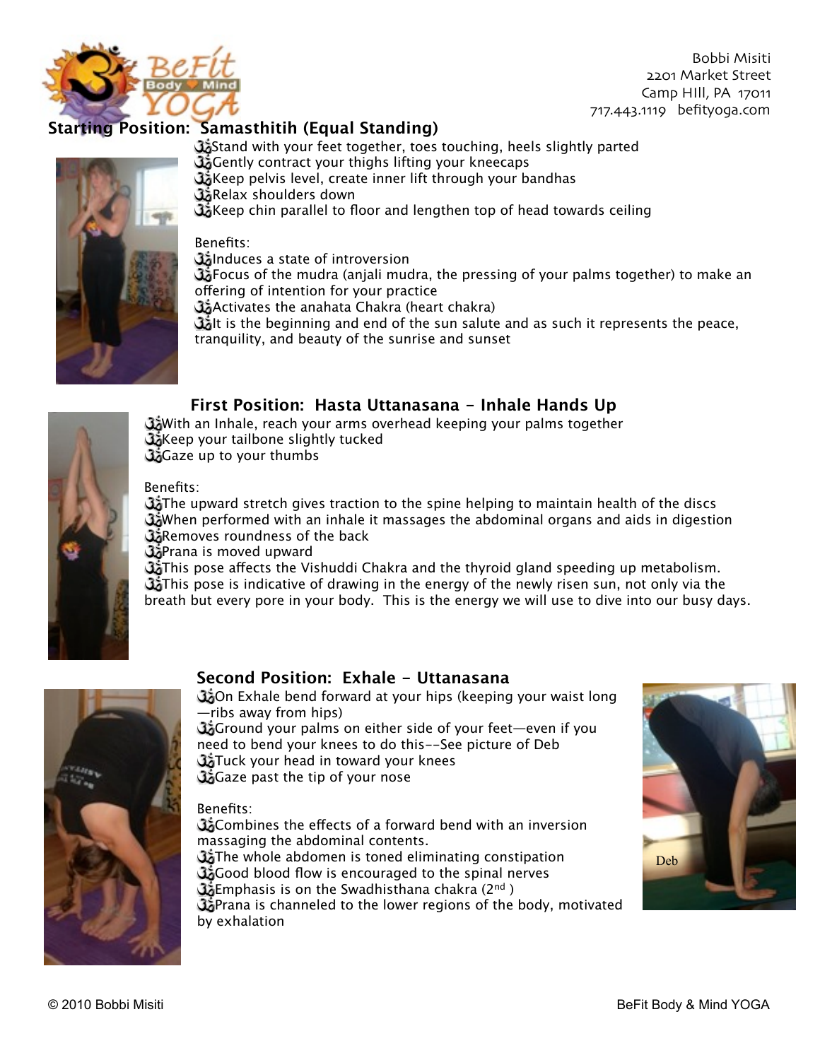Bobbi Misiti
2201 Market Street
Camp HIll, PA 17011
717.443.1119 befityoga.com

## Starting Position: Samasthitih (Equal Standing)

- Stand with your feet together, toes touching, heels slightly parted
- Gently contract your thighs lifting your kneecaps
- Keep pelvis level, create inner lift through your bandhas
- Relax shoulders down
- Keep chin parallel to floor and lengthen top of head towards ceiling

Benefits:

- Induces a state of introversion
- Focus of the mudra (anjali mudra, the pressing of your palms together) to make an offering of intention for your practice
- Activates the anahata Chakra (heart chakra)
- It is the beginning and end of the sun salute and as such it represents the peace, tranquility, and beauty of the sunrise and sunset

## First Position: Hasta Uttanasana - Inhale Hands Up

- With an Inhale, reach your arms overhead keeping your palms together
- Keep your tailbone slightly tucked
- Gaze up to your thumbs

Benefits:

- The upward stretch gives traction to the spine helping to maintain health of the discs
- When performed with an inhale it massages the abdominal organs and aids in digestion
- Removes roundness of the back
- Prana is moved upward
- This pose affects the Vishuddi Chakra and the thyroid gland speeding up metabolism.
- This pose is indicative of drawing in the energy of the newly risen sun, not only via the breath but every pore in your body. This is the energy we will use to dive into our busy days.

## Second Position: Exhale - Uttanasana

- On Exhale bend forward at your hips (keeping your waist long—ribs away from hips)
- Ground your palms on either side of your feet—even if you need to bend your knees to do this--See picture of Deb
- Tuck your head in toward your knees
- Gaze past the tip of your nose

Benefits:

- Combines the effects of a forward bend with an inversion massaging the abdominal contents.
- The whole abdomen is toned eliminating constipation
- Good blood flow is encouraged to the spinal nerves
- Emphasis is on the Swadhisthana chakra (2nd )
- Prana is channeled to the lower regions of the body, motivated by exhalation

Deb

© 2010 Bobbi Misiti

BeFit Body & Mind YOGA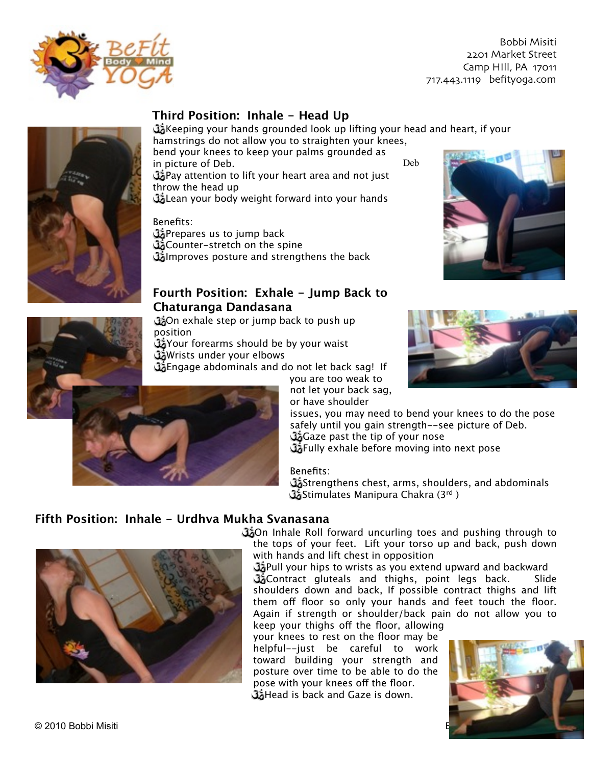Bobbi Misiti
2201 Market Street
Camp HIll, PA 17011
717.443.1119 befityoga.com

## Third Position: Inhale - Head Up

- Keeping your hands grounded look up lifting your head and heart, if your hamstrings do not allow you to straighten your knees, bend your knees to keep your palms grounded as in picture of Deb.
- Pay attention to lift your heart area and not just throw the head up
- Lean your body weight forward into your hands

Deb

Benefits:

- Prepares us to jump back
- Counter-stretch on the spine
- Improves posture and strengthens the back

## Fourth Position: Exhale - Jump Back to Chaturanga Dandasana

- On exhale step or jump back to push up position
- Your forearms should be by your waist
- Wrists under your elbows
- Engage abdominals and do not let back sag! If you are too weak to not let your back sag, or have shoulder issues, you may need to bend your knees to do the pose safely until you gain strength--see picture of Deb.
- Gaze past the tip of your nose
- Fully exhale before moving into next pose

Benefits:

- Strengthens chest, arms, shoulders, and abdominals
- Stimulates Manipura Chakra (3rd )

## Fifth Position: Inhale - Urdhva Mukha Svanasana

- On Inhale Roll forward uncurling toes and pushing through to the tops of your feet. Lift your torso up and back, push down with hands and lift chest in opposition
- Pull your hips to wrists as you extend upward and backward
- Contract gluteals and thighs, point legs back. Slide shoulders down and back, If possible contract thighs and lift them off floor so only your hands and feet touch the floor. Again if strength or shoulder/back pain do not allow you to keep your thighs off the floor, allowing your knees to rest on the floor may be helpful--just be careful to work toward building your strength and posture over time to be able to do the pose with your knees off the floor.
- Head is back and Gaze is down.

© 2010 Bobbi Misiti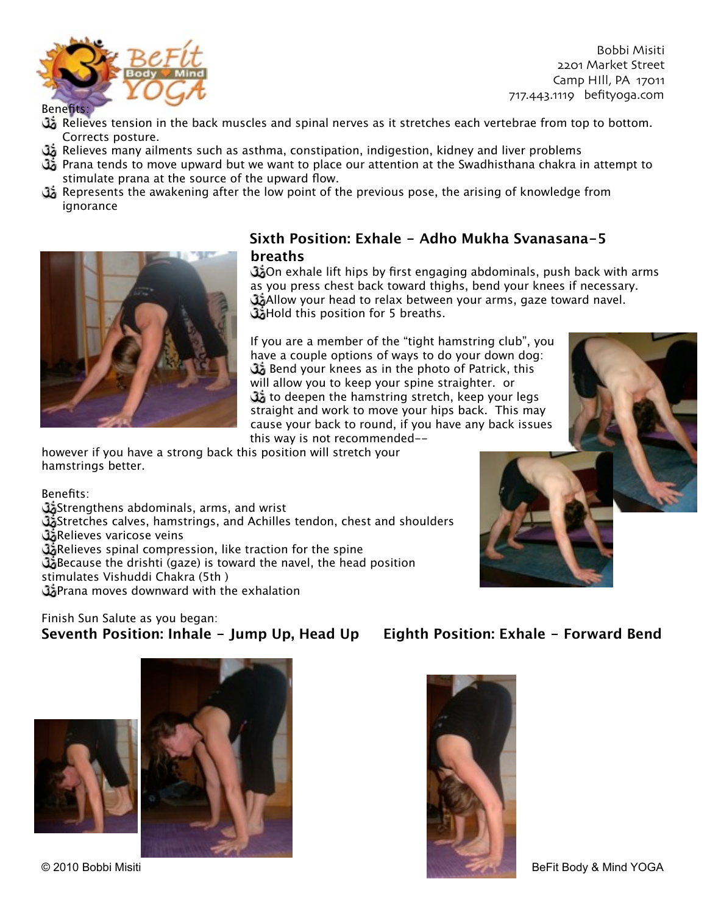Benefits:

- ॐ Relieves tension in the back muscles and spinal nerves as it stretches each vertebrae from top to bottom. Corrects posture.
- ॐ Relieves many ailments such as asthma, constipation, indigestion, kidney and liver problems
- ॐ Prana tends to move upward but we want to place our attention at the Swadhisthana chakra in attempt to stimulate prana at the source of the upward flow.
- ॐ Represents the awakening after the low point of the previous pose, the arising of knowledge from ignorance

## Sixth Position: Exhale - Adho Mukha Svanasana-5 breaths

- ॐOn exhale lift hips by first engaging abdominals, push back with arms as you press chest back toward thighs, bend your knees if necessary.
- ॐAllow your head to relax between your arms, gaze toward navel.
- ॐHold this position for 5 breaths.

If you are a member of the "tight hamstring club", you have a couple options of ways to do your down dog:

- ॐ Bend your knees as in the photo of Patrick, this will allow you to keep your spine straighter. or
- ॐ to deepen the hamstring stretch, keep your legs straight and work to move your hips back. This may cause your back to round, if you have any back issues this way is not recommended-- however if you have a strong back this position will stretch your hamstrings better.

Benefits:

- ॐStrengthens abdominals, arms, and wrist
- ॐStretches calves, hamstrings, and Achilles tendon, chest and shoulders
- ॐRelieves varicose veins
- ॐRelieves spinal compression, like traction for the spine
- ॐBecause the drishti (gaze) is toward the navel, the head position stimulates Vishuddi Chakra (5th )
- ॐPrana moves downward with the exhalation

Finish Sun Salute as you began:

## Seventh Position: Inhale - Jump Up, Head Up

## Eighth Position: Exhale - Forward Bend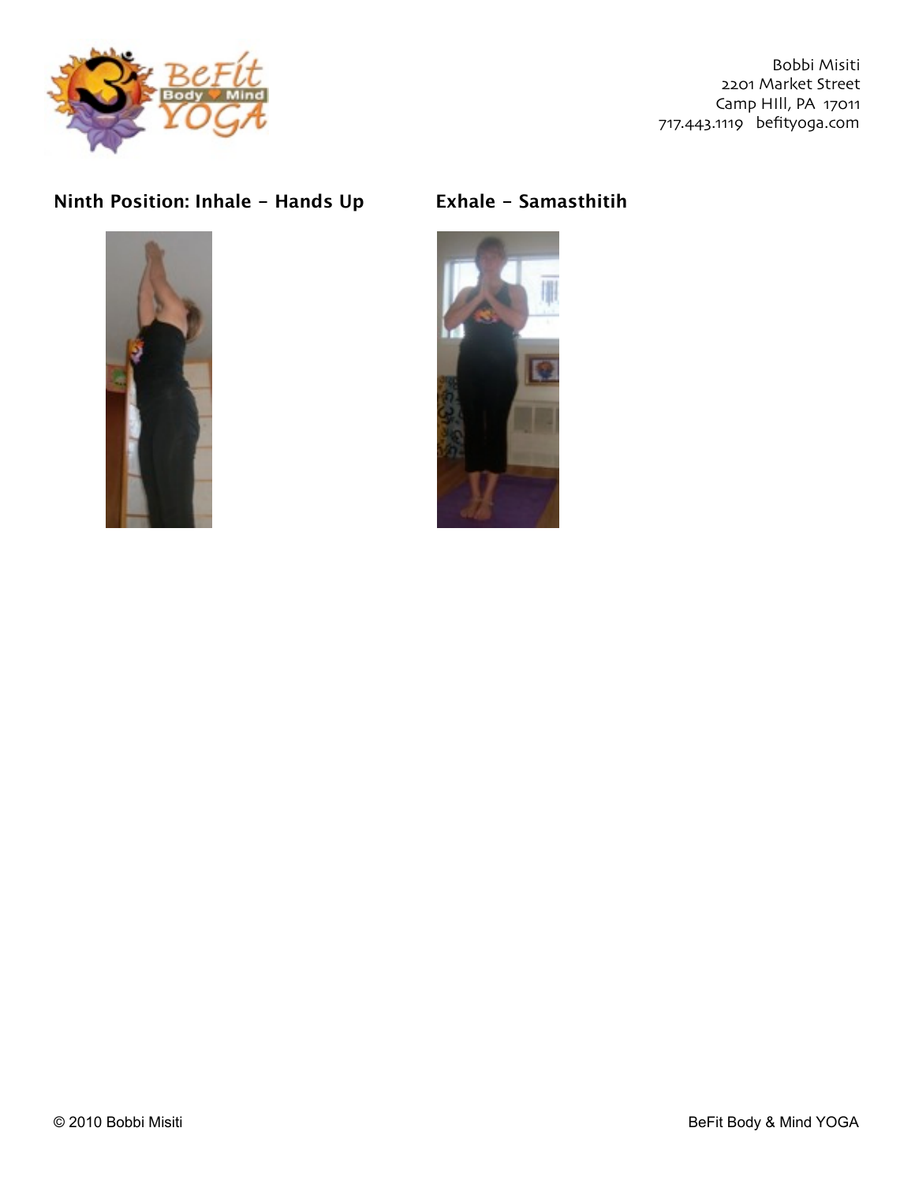**Ninth Position: Inhale - Hands Up**

**Exhale - Samasthitih**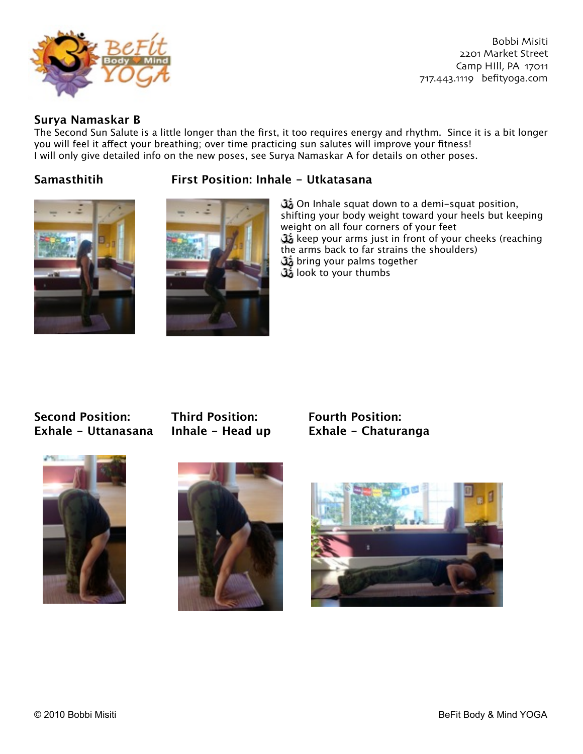Bobbi Misiti
2201 Market Street
Camp HIll, PA 17011
717.443.1119 befityoga.com

## Surya Namaskar B

The Second Sun Salute is a little longer than the first, it too requires energy and rhythm. Since it is a bit longer you will feel it affect your breathing; over time practicing sun salutes will improve your fitness!
I will only give detailed info on the new poses, see Surya Namaskar A for details on other poses.

### Samasthitih

### First Position: Inhale - Utkatasana

- ॐ On Inhale squat down to a demi-squat position, shifting your body weight toward your heels but keeping weight on all four corners of your feet
- ॐ keep your arms just in front of your cheeks (reaching the arms back to far strains the shoulders)
- ॐ bring your palms together
- ॐ look to your thumbs

### Second Position: Exhale - Uttanasana

### Third Position: Inhale - Head up

### Fourth Position: Exhale - Chaturanga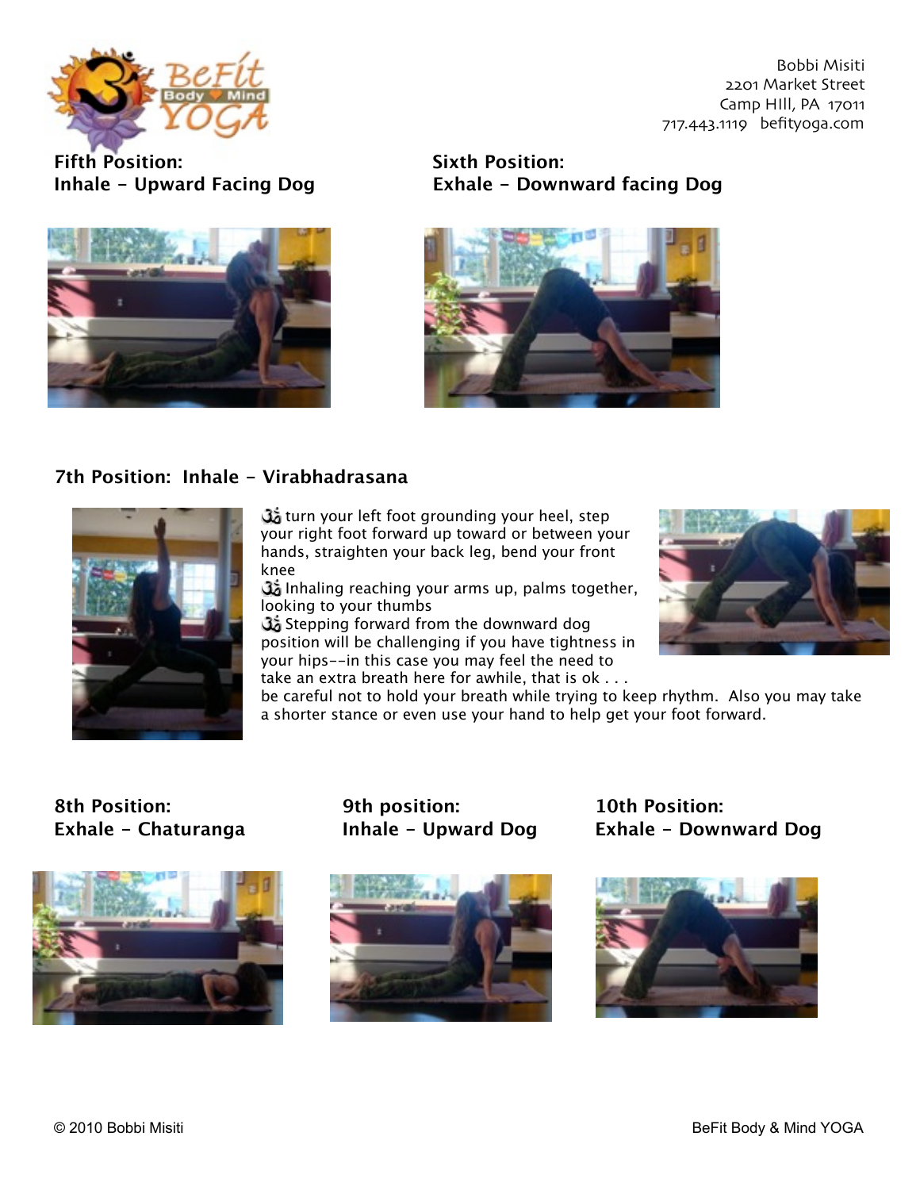Bobbi Misiti
2201 Market Street
Camp HIll, PA 17011
717.443.1119 befityoga.com

**Fifth Position:**
**Inhale - Upward Facing Dog**

**Sixth Position:**
**Exhale - Downward facing Dog**

**7th Position: Inhale - Virabhadrasana**

ॐ turn your left foot grounding your heel, step your right foot forward up toward or between your hands, straighten your back leg, bend your front knee

ॐ Inhaling reaching your arms up, palms together, looking to your thumbs

ॐ Stepping forward from the downward dog position will be challenging if you have tightness in your hips--in this case you may feel the need to take an extra breath here for awhile, that is ok . . . be careful not to hold your breath while trying to keep rhythm. Also you may take a shorter stance or even use your hand to help get your foot forward.

**8th Position:**
**Exhale - Chaturanga**

**9th position:**
**Inhale - Upward Dog**

**10th Position:**
**Exhale - Downward Dog**

© 2010 Bobbi Misiti

BeFit Body & Mind YOGA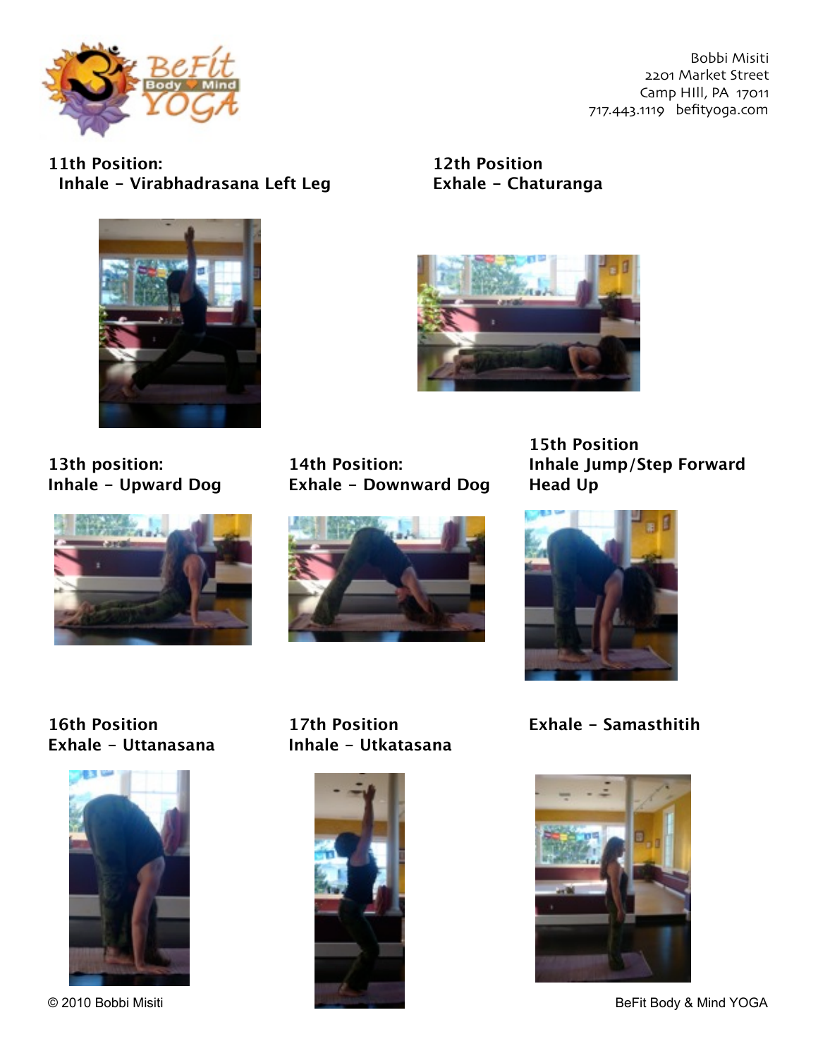Bobbi Misiti
2201 Market Street
Camp HIll, PA 17011
717.443.1119 befityoga.com

**11th Position:**
**Inhale - Virabhadrasana Left Leg**

**12th Position**
**Exhale - Chaturanga**

**13th position:**
**Inhale - Upward Dog**

**14th Position:**
**Exhale - Downward Dog**

**15th Position**
**Inhale Jump/Step Forward**
**Head Up**

**16th Position**
**Exhale - Uttanasana**

**17th Position**
**Inhale - Utkatasana**

**Exhale - Samasthitih**

© 2010 Bobbi Misiti

BeFit Body & Mind YOGA